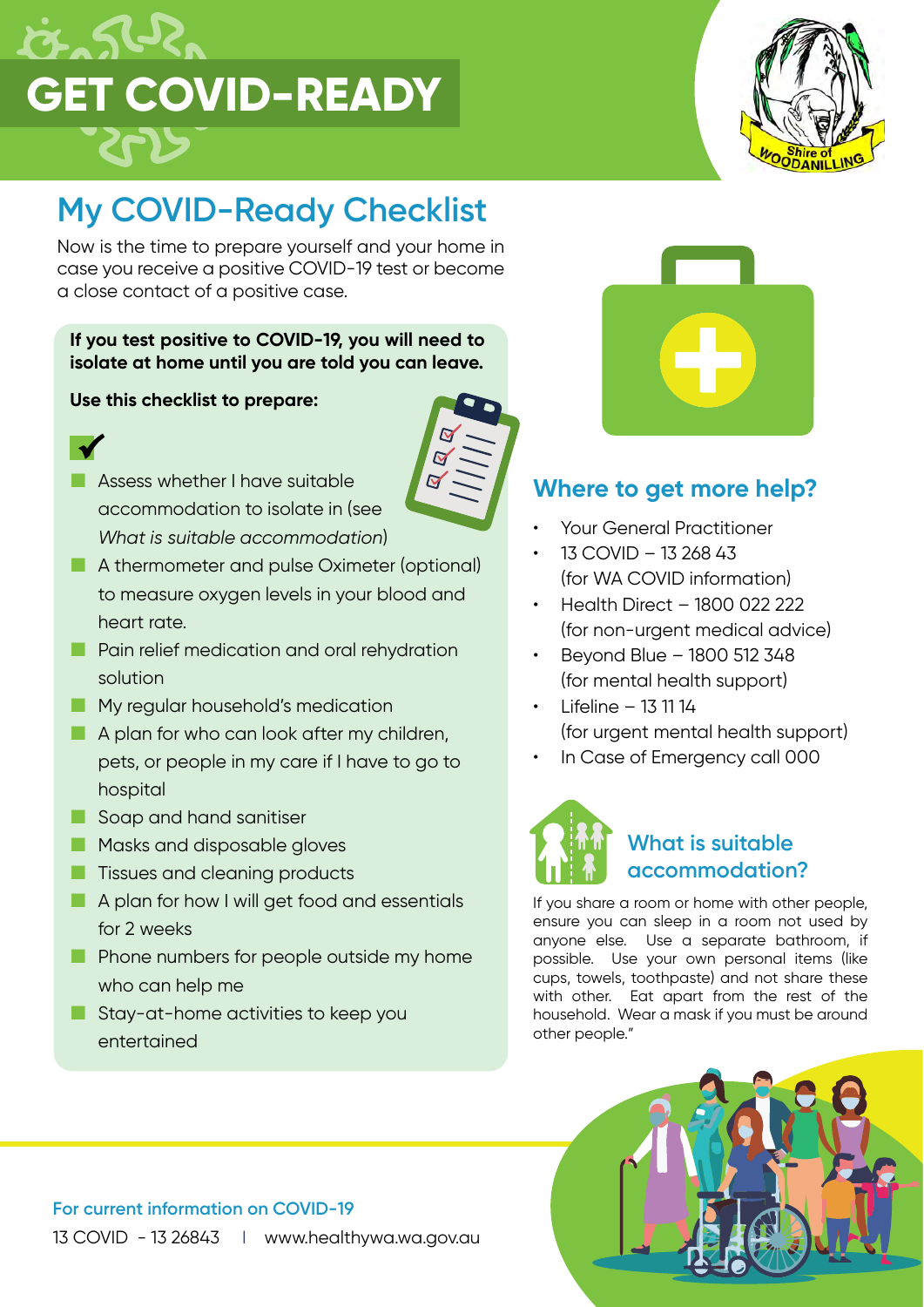# GET COVID-READY

Shire of Woodanilling

## My COVID-Ready Checklist

Now is the time to prepare yourself and your home in case you receive a positive COVID-19 test or become a close contact of a positive case.

**If you test positive to COVID-19, you will need to isolate at home until you are told you can leave.**

**Use this checklist to prepare:**

- Assess whether I have suitable accommodation to isolate in (see *What is suitable accommodation*)
- A thermometer and pulse Oximeter (optional) to measure oxygen levels in your blood and heart rate.
- Pain relief medication and oral rehydration solution
- My regular household's medication
- A plan for who can look after my children, pets, or people in my care if I have to go to hospital
- Soap and hand sanitiser
- Masks and disposable gloves
- Tissues and cleaning products
- A plan for how I will get food and essentials for 2 weeks
- Phone numbers for people outside my home who can help me
- Stay-at-home activities to keep you entertained

## Where to get more help?

- Your General Practitioner
- 13 COVID – 13 268 43 (for WA COVID information)
- Health Direct – 1800 022 222 (for non-urgent medical advice)
- Beyond Blue – 1800 512 348 (for mental health support)
- Lifeline – 13 11 14 (for urgent mental health support)
- In Case of Emergency call 000

## What is suitable accommodation?

If you share a room or home with other people, ensure you can sleep in a room not used by anyone else. Use a separate bathroom, if possible. Use your own personal items (like cups, towels, toothpaste) and not share these with other. Eat apart from the rest of the household. Wear a mask if you must be around other people."

**For current information on COVID-19**

13 COVID - 13 26843 | www.healthywa.wa.gov.au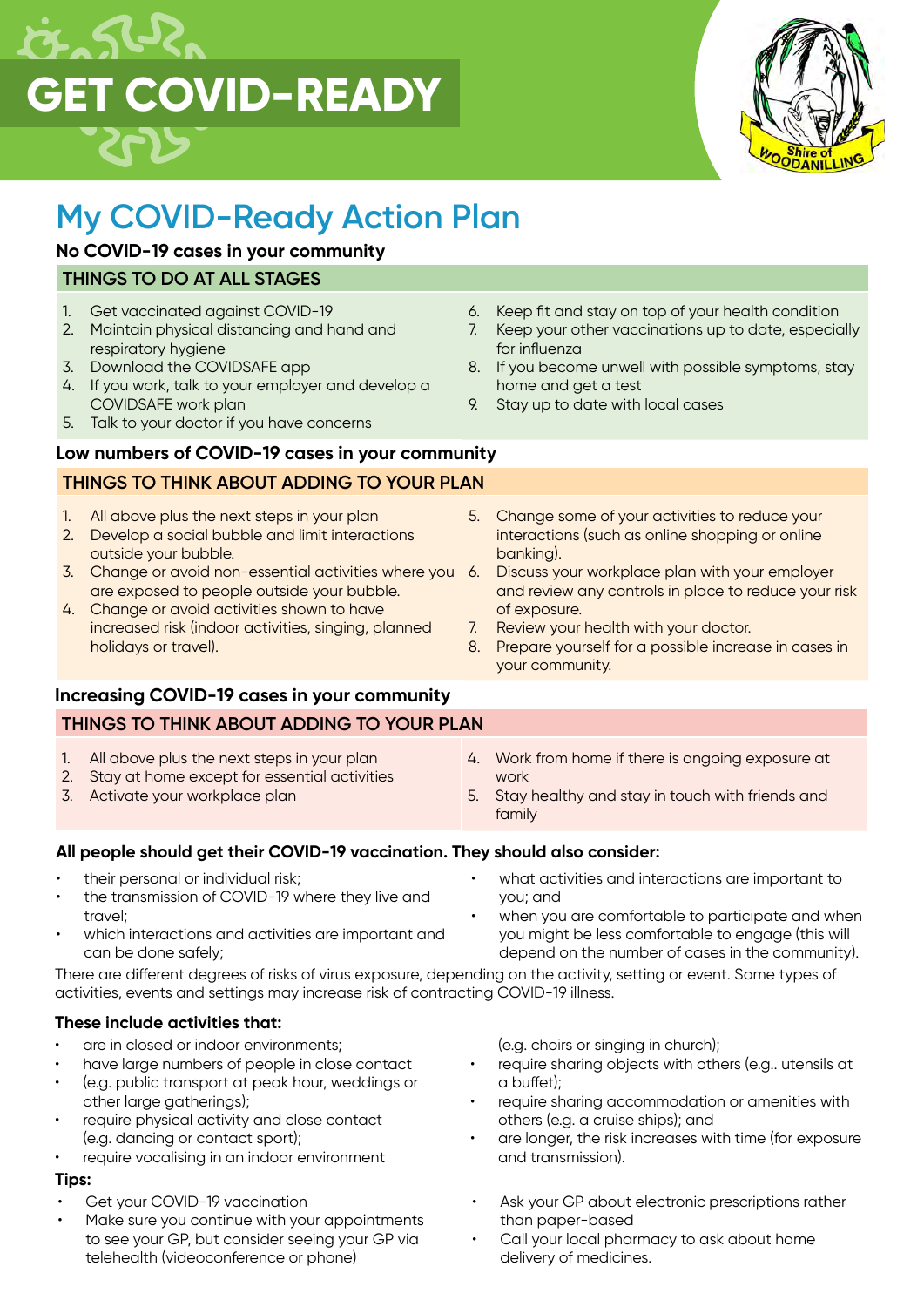# GET COVID-READY

## My COVID-Ready Action Plan

### No COVID-19 cases in your community

**THINGS TO DO AT ALL STAGES**

1. Get vaccinated against COVID-19
2. Maintain physical distancing and hand and respiratory hygiene
3. Download the COVIDSAFE app
4. If you work, talk to your employer and develop a COVIDSAFE work plan
5. Talk to your doctor if you have concerns
6. Keep fit and stay on top of your health condition
7. Keep your other vaccinations up to date, especially for influenza
8. If you become unwell with possible symptoms, stay home and get a test
9. Stay up to date with local cases

### Low numbers of COVID-19 cases in your community

**THINGS TO THINK ABOUT ADDING TO YOUR PLAN**

1. All above plus the next steps in your plan
2. Develop a social bubble and limit interactions outside your bubble.
3. Change or avoid non-essential activities where you are exposed to people outside your bubble.
4. Change or avoid activities shown to have increased risk (indoor activities, singing, planned holidays or travel).
5. Change some of your activities to reduce your interactions (such as online shopping or online banking).
6. Discuss your workplace plan with your employer and review any controls in place to reduce your risk of exposure.
7. Review your health with your doctor.
8. Prepare yourself for a possible increase in cases in your community.

### Increasing COVID-19 cases in your community

**THINGS TO THINK ABOUT ADDING TO YOUR PLAN**

1. All above plus the next steps in your plan
2. Stay at home except for essential activities
3. Activate your workplace plan
4. Work from home if there is ongoing exposure at work
5. Stay healthy and stay in touch with friends and family

**All people should get their COVID-19 vaccination. They should also consider:**

- their personal or individual risk;
- the transmission of COVID-19 where they live and travel;
- which interactions and activities are important and can be done safely;
- what activities and interactions are important to you; and
- when you are comfortable to participate and when you might be less comfortable to engage (this will depend on the number of cases in the community).

There are different degrees of risks of virus exposure, depending on the activity, setting or event. Some types of activities, events and settings may increase risk of contracting COVID-19 illness.

**These include activities that:**

- are in closed or indoor environments;
- have large numbers of people in close contact
- (e.g. public transport at peak hour, weddings or other large gatherings);
- require physical activity and close contact (e.g. dancing or contact sport);
- require vocalising in an indoor environment (e.g. choirs or singing in church);
- require sharing objects with others (e.g.. utensils at a buffet);
- require sharing accommodation or amenities with others (e.g. a cruise ships); and
- are longer, the risk increases with time (for exposure and transmission).

**Tips:**

- Get your COVID-19 vaccination
- Make sure you continue with your appointments to see your GP, but consider seeing your GP via telehealth (videoconference or phone)
- Ask your GP about electronic prescriptions rather than paper-based
- Call your local pharmacy to ask about home delivery of medicines.